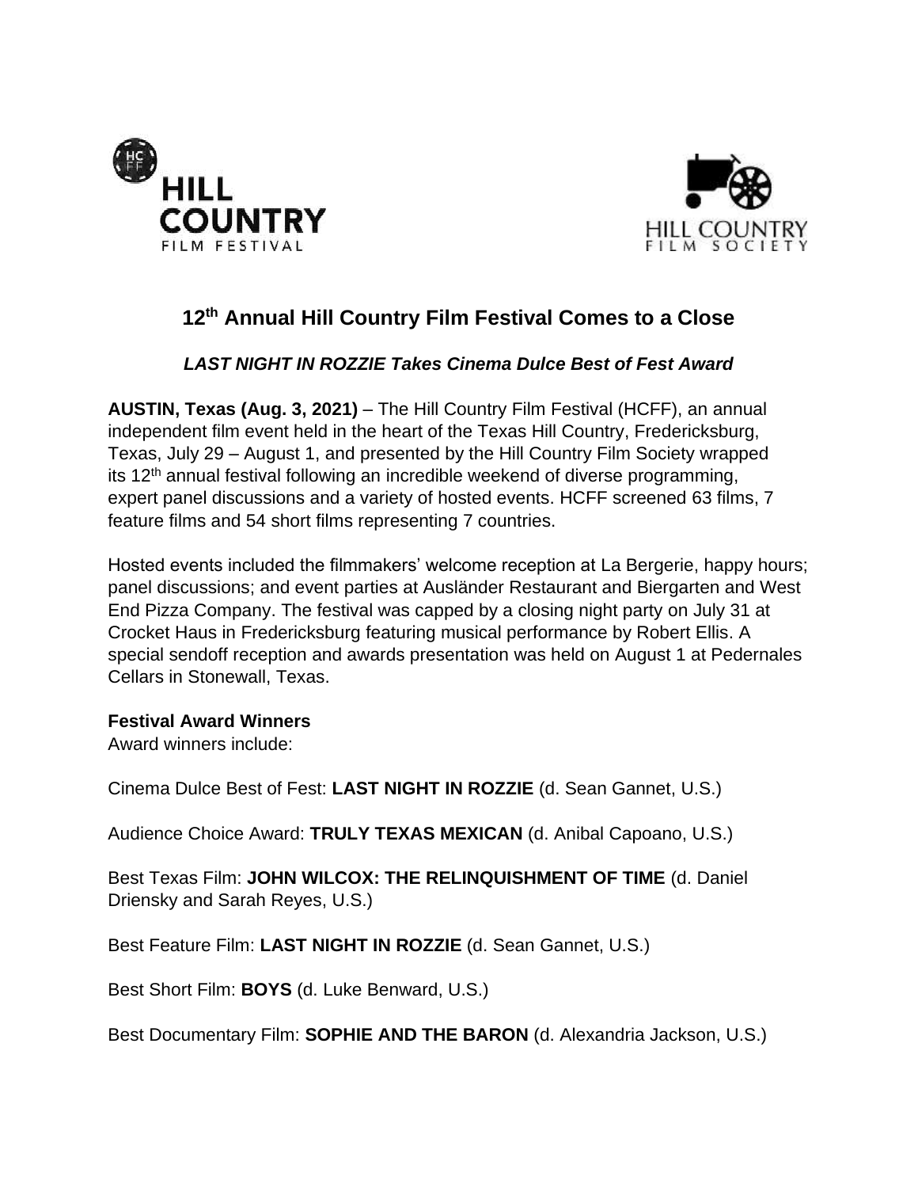HILL COUNTRY FILM FESTIVAL

HILL COUNTRY FILM SOCIETY

# 12th Annual Hill Country Film Festival Comes to a Close

***LAST NIGHT IN ROZZIE Takes Cinema Dulce Best of Fest Award***

**AUSTIN, Texas (Aug. 3, 2021)** – The Hill Country Film Festival (HCFF), an annual independent film event held in the heart of the Texas Hill Country, Fredericksburg, Texas, July 29 – August 1, and presented by the Hill Country Film Society wrapped its 12th annual festival following an incredible weekend of diverse programming, expert panel discussions and a variety of hosted events. HCFF screened 63 films, 7 feature films and 54 short films representing 7 countries.

Hosted events included the filmmakers' welcome reception at La Bergerie, happy hours; panel discussions; and event parties at Ausländer Restaurant and Biergarten and West End Pizza Company. The festival was capped by a closing night party on July 31 at Crocket Haus in Fredericksburg featuring musical performance by Robert Ellis. A special sendoff reception and awards presentation was held on August 1 at Pedernales Cellars in Stonewall, Texas.

**Festival Award Winners**

Award winners include:

Cinema Dulce Best of Fest: **LAST NIGHT IN ROZZIE** (d. Sean Gannet, U.S.)

Audience Choice Award: **TRULY TEXAS MEXICAN** (d. Anibal Capoano, U.S.)

Best Texas Film: **JOHN WILCOX: THE RELINQUISHMENT OF TIME** (d. Daniel Driensky and Sarah Reyes, U.S.)

Best Feature Film: **LAST NIGHT IN ROZZIE** (d. Sean Gannet, U.S.)

Best Short Film: **BOYS** (d. Luke Benward, U.S.)

Best Documentary Film: **SOPHIE AND THE BARON** (d. Alexandria Jackson, U.S.)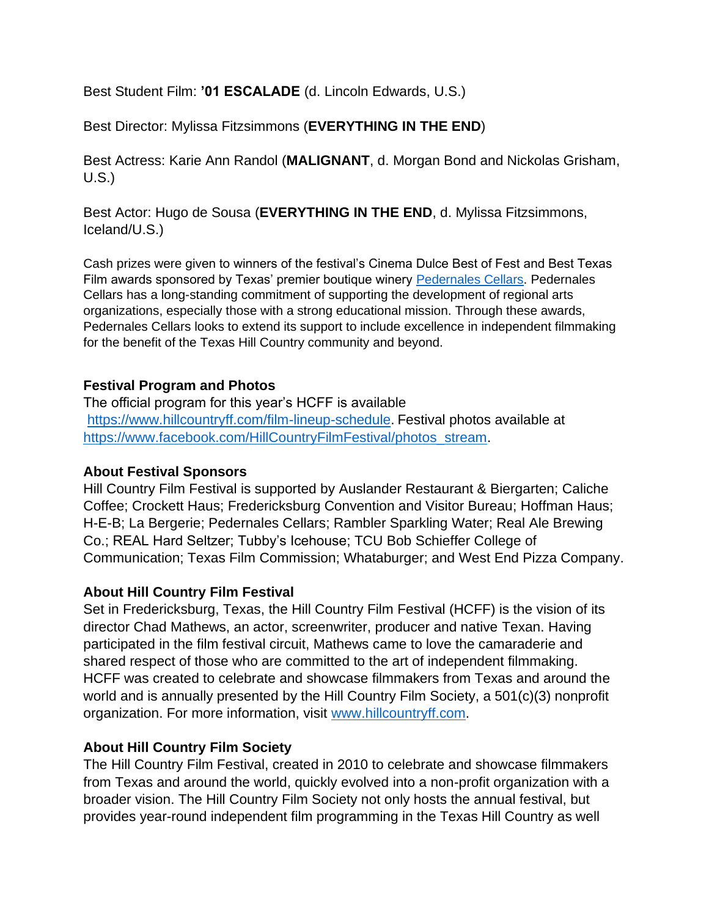Best Student Film: **'01 ESCALADE** (d. Lincoln Edwards, U.S.)

Best Director: Mylissa Fitzsimmons (**EVERYTHING IN THE END**)

Best Actress: Karie Ann Randol (**MALIGNANT**, d. Morgan Bond and Nickolas Grisham, U.S.)

Best Actor: Hugo de Sousa (**EVERYTHING IN THE END**, d. Mylissa Fitzsimmons, Iceland/U.S.)

Cash prizes were given to winners of the festival's Cinema Dulce Best of Fest and Best Texas Film awards sponsored by Texas' premier boutique winery [Pedernales Cellars](Pedernales Cellars). Pedernales Cellars has a long-standing commitment of supporting the development of regional arts organizations, especially those with a strong educational mission. Through these awards, Pedernales Cellars looks to extend its support to include excellence in independent filmmaking for the benefit of the Texas Hill Country community and beyond.

**Festival Program and Photos**
The official program for this year's HCFF is available https://www.hillcountryff.com/film-lineup-schedule. Festival photos available at https://www.facebook.com/HillCountryFilmFestival/photos_stream.

**About Festival Sponsors**
Hill Country Film Festival is supported by Auslander Restaurant & Biergarten; Caliche Coffee; Crockett Haus; Fredericksburg Convention and Visitor Bureau; Hoffman Haus; H-E-B; La Bergerie; Pedernales Cellars; Rambler Sparkling Water; Real Ale Brewing Co.; REAL Hard Seltzer; Tubby's Icehouse; TCU Bob Schieffer College of Communication; Texas Film Commission; Whataburger; and West End Pizza Company.

**About Hill Country Film Festival**
Set in Fredericksburg, Texas, the Hill Country Film Festival (HCFF) is the vision of its director Chad Mathews, an actor, screenwriter, producer and native Texan. Having participated in the film festival circuit, Mathews came to love the camaraderie and shared respect of those who are committed to the art of independent filmmaking. HCFF was created to celebrate and showcase filmmakers from Texas and around the world and is annually presented by the Hill Country Film Society, a 501(c)(3) nonprofit organization. For more information, visit www.hillcountryff.com.

**About Hill Country Film Society**
The Hill Country Film Festival, created in 2010 to celebrate and showcase filmmakers from Texas and around the world, quickly evolved into a non-profit organization with a broader vision. The Hill Country Film Society not only hosts the annual festival, but provides year-round independent film programming in the Texas Hill Country as well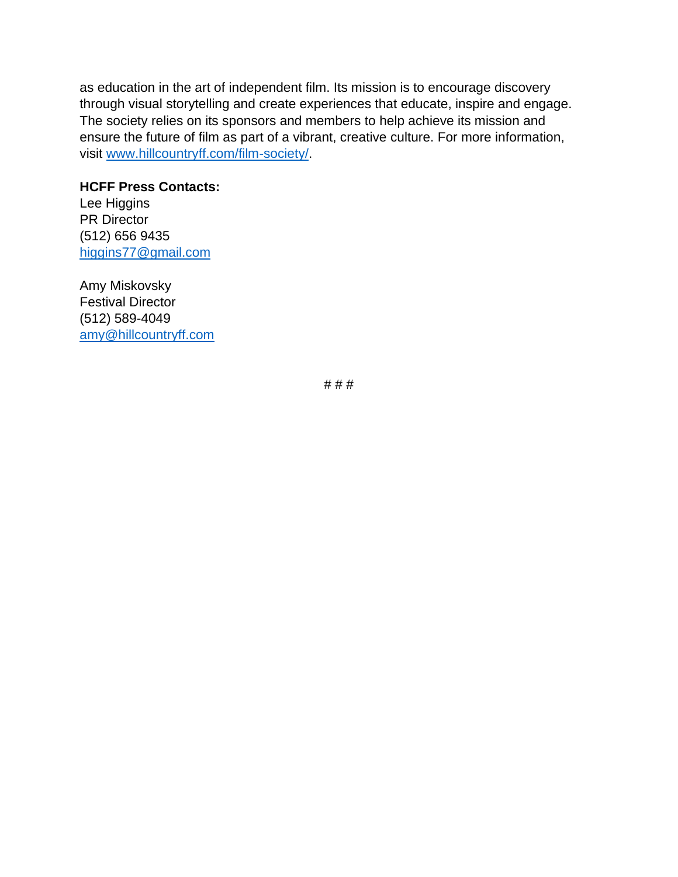as education in the art of independent film. Its mission is to encourage discovery through visual storytelling and create experiences that educate, inspire and engage. The society relies on its sponsors and members to help achieve its mission and ensure the future of film as part of a vibrant, creative culture. For more information, visit [www.hillcountryff.com/film-society/](http://www.hillcountryff.com/film-society/).

**HCFF Press Contacts:**
Lee Higgins
PR Director
(512) 656 9435
[higgins77@gmail.com](mailto:higgins77@gmail.com)

Amy Miskovsky
Festival Director
(512) 589-4049
[amy@hillcountryff.com](mailto:amy@hillcountryff.com)

# # #